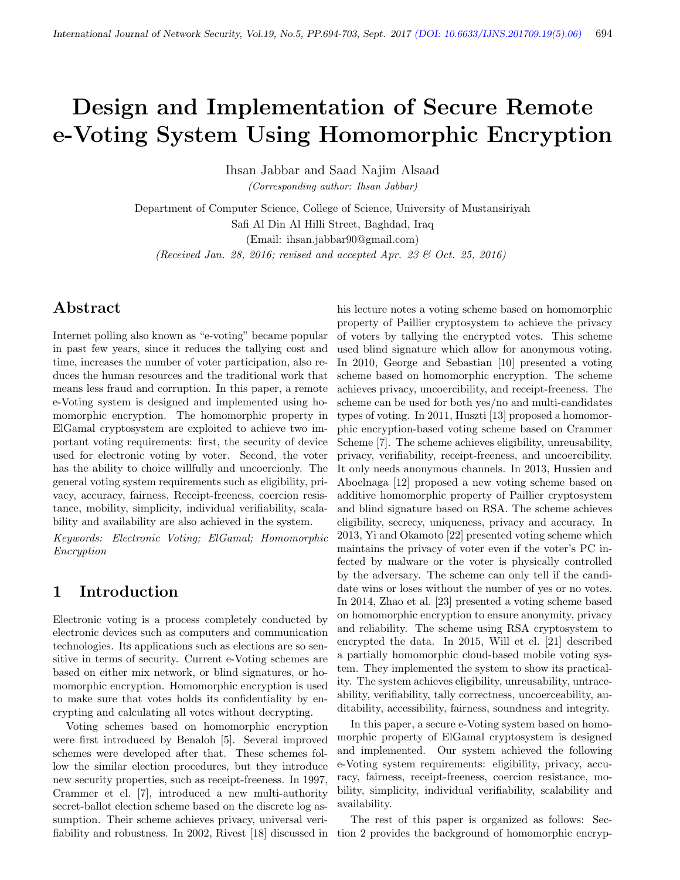# Design and Implementation of Secure Remote e-Voting System Using Homomorphic Encryption

Ihsan Jabbar and Saad Najim Alsaad

*(Corresponding author: Ihsan Jabbar)*

Department of Computer Science, College of Science, University of Mustansiriyah

Safi Al Din Al Hilli Street, Baghdad, Iraq

(Email: ihsan.jabbar90@gmail.com)

*(Received Jan. 28, 2016; revised and accepted Apr. 23 & Oct. 25, 2016)*

## Abstract

Internet polling also known as "e-voting" became popular in past few years, since it reduces the tallying cost and time, increases the number of voter participation, also reduces the human resources and the traditional work that means less fraud and corruption. In this paper, a remote e-Voting system is designed and implemented using homomorphic encryption. The homomorphic property in ElGamal cryptosystem are exploited to achieve two important voting requirements: first, the security of device used for electronic voting by voter. Second, the voter has the ability to choice willfully and uncoercionly. The general voting system requirements such as eligibility, privacy, accuracy, fairness, Receipt-freeness, coercion resistance, mobility, simplicity, individual verifiability, scalability and availability are also achieved in the system.

*Keywords: Electronic Voting; ElGamal; Homomorphic Encryption*

## 1 Introduction

Electronic voting is a process completely conducted by electronic devices such as computers and communication technologies. Its applications such as elections are so sensitive in terms of security. Current e-Voting schemes are based on either mix network, or blind signatures, or homomorphic encryption. Homomorphic encryption is used to make sure that votes holds its confidentiality by encrypting and calculating all votes without decrypting.

Voting schemes based on homomorphic encryption were first introduced by Benaloh [5]. Several improved schemes were developed after that. These schemes follow the similar election procedures, but they introduce new security properties, such as receipt-freeness. In 1997, Crammer et el. [7], introduced a new multi-authority secret-ballot election scheme based on the discrete log assumption. Their scheme achieves privacy, universal verifiability and robustness. In 2002, Rivest [18] discussed in his lecture notes a voting scheme based on homomorphic property of Paillier cryptosystem to achieve the privacy of voters by tallying the encrypted votes. This scheme used blind signature which allow for anonymous voting. In 2010, George and Sebastian [10] presented a voting scheme based on homomorphic encryption. The scheme achieves privacy, uncoercibility, and receipt-freeness. The scheme can be used for both yes/no and multi-candidates types of voting. In 2011, Huszti [13] proposed a homomorphic encryption-based voting scheme based on Crammer Scheme [7]. The scheme achieves eligibility, unreusability, privacy, verifiability, receipt-freeness, and uncoercibility. It only needs anonymous channels. In 2013, Hussien and Aboelnaga [12] proposed a new voting scheme based on additive homomorphic property of Paillier cryptosystem and blind signature based on RSA. The scheme achieves eligibility, secrecy, uniqueness, privacy and accuracy. In 2013, Yi and Okamoto [22] presented voting scheme which maintains the privacy of voter even if the voter's PC infected by malware or the voter is physically controlled by the adversary. The scheme can only tell if the candidate wins or loses without the number of yes or no votes. In 2014, Zhao et al. [23] presented a voting scheme based on homomorphic encryption to ensure anonymity, privacy and reliability. The scheme using RSA cryptosystem to encrypted the data. In 2015, Will et el. [21] described a partially homomorphic cloud-based mobile voting system. They implemented the system to show its practicality. The system achieves eligibility, unreusability, untraceability, verifiability, tally correctness, uncoerceability, auditability, accessibility, fairness, soundness and integrity.

In this paper, a secure e-Voting system based on homomorphic property of ElGamal cryptosystem is designed and implemented. Our system achieved the following e-Voting system requirements: eligibility, privacy, accuracy, fairness, receipt-freeness, coercion resistance, mobility, simplicity, individual verifiability, scalability and availability.

The rest of this paper is organized as follows: Section 2 provides the background of homomorphic encryp-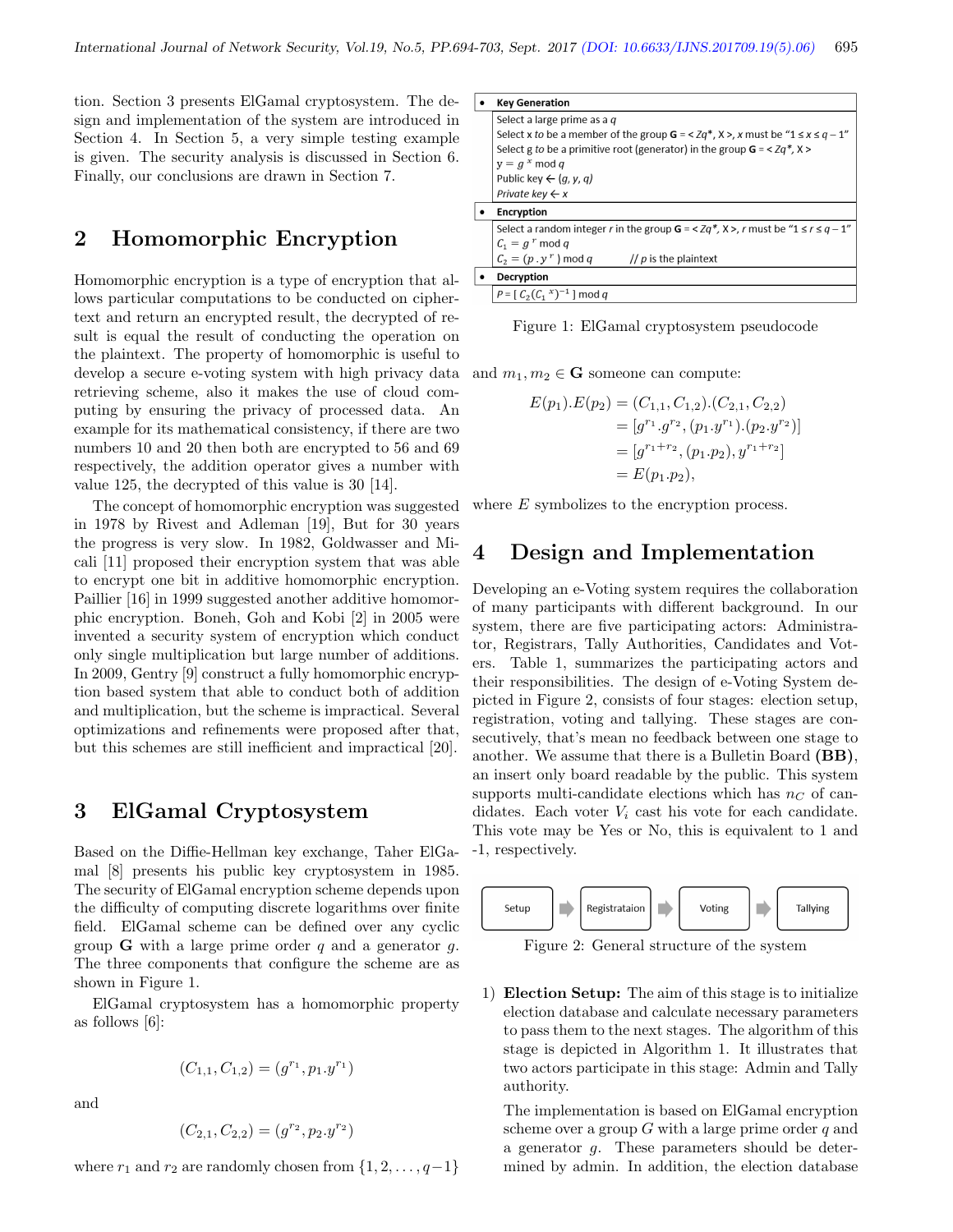tion. Section 3 presents ElGamal cryptosystem. The design and implementation of the system are introduced in Section 4. In Section 5, a very simple testing example is given. The security analysis is discussed in Section 6. Finally, our conclusions are drawn in Section 7.

## 2 Homomorphic Encryption

Homomorphic encryption is a type of encryption that allows particular computations to be conducted on ciphertext and return an encrypted result, the decrypted of result is equal the result of conducting the operation on the plaintext. The property of homomorphic is useful to develop a secure e-voting system with high privacy data retrieving scheme, also it makes the use of cloud computing by ensuring the privacy of processed data. An example for its mathematical consistency, if there are two numbers 10 and 20 then both are encrypted to 56 and 69 respectively, the addition operator gives a number with value 125, the decrypted of this value is 30 [14].

The concept of homomorphic encryption was suggested in 1978 by Rivest and Adleman [19], But for 30 years the progress is very slow. In 1982, Goldwasser and Micali [11] proposed their encryption system that was able to encrypt one bit in additive homomorphic encryption. Paillier [16] in 1999 suggested another additive homomorphic encryption. Boneh, Goh and Kobi [2] in 2005 were invented a security system of encryption which conduct only single multiplication but large number of additions. In 2009, Gentry [9] construct a fully homomorphic encryption based system that able to conduct both of addition and multiplication, but the scheme is impractical. Several optimizations and refinements were proposed after that, but this schemes are still inefficient and impractical [20].

## 3 ElGamal Cryptosystem

Based on the Diffie-Hellman key exchange, Taher ElGamal [8] presents his public key cryptosystem in 1985. The security of ElGamal encryption scheme depends upon the difficulty of computing discrete logarithms over finite field. ElGamal scheme can be defined over any cyclic group **G** with a large prime order $q$ and a generator $g$. The three components that configure the scheme are as shown in Figure 1.

ElGamal cryptosystem has a homomorphic property as follows [6]:

$$(C_{1,1}, C_{1,2}) = (g^{r_1}, p_1.y^{r_1})$$

and

$$(C_{2,1}, C_{2,2}) = (g^{r_2}, p_2.y^{r_2})$$

where $r_1$ and $r_2$ are randomly chosen from $\{1, 2, \ldots, q-1\}$

- **Key Generation**
  - Select a large prime as a $q$
  - Select $x$ to be a member of the group $\mathbf{G} = <Zq^*, X>$, $x$ must be "$1 \le x \le q-1$"
  - Select g to be a primitive root (generator) in the group $\mathbf{G} = <Zq^*, X>$
  - $y = g^x \bmod q$
  - Public key ← $(g, y, q)$
  - Private key ← $x$
- **Encryption**
  - Select a random integer $r$ in the group $\mathbf{G} = <Zq^*, X>$, $r$ must be "$1 \le r \le q-1$"
  - $C_1 = g^r \bmod q$
  - $C_2 = (p \cdot y^r) \bmod q$ // $p$ is the plaintext
- **Decryption**
  - $P = [\, C_2(C_1^{\,x})^{-1}\,] \bmod q$

Figure 1: ElGamal cryptosystem pseudocode

and $m_1, m_2 \in \mathbf{G}$ someone can compute:

$$\begin{aligned}
E(p_1).E(p_2) &= (C_{1,1}, C_{1,2}).(C_{2,1}, C_{2,2}) \\
&= [g^{r_1}.g^{r_2}, (p_1.y^{r_1}).(p_2.y^{r_2})] \\
&= [g^{r_1+r_2}, (p_1.p_2), y^{r_1+r_2}] \\
&= E(p_1.p_2),
\end{aligned}$$

where $E$ symbolizes to the encryption process.

## 4 Design and Implementation

Developing an e-Voting system requires the collaboration of many participants with different background. In our system, there are five participating actors: Administrator, Registrars, Tally Authorities, Candidates and Voters. Table 1, summarizes the participating actors and their responsibilities. The design of e-Voting System depicted in Figure 2, consists of four stages: election setup, registration, voting and tallying. These stages are consecutively, that's mean no feedback between one stage to another. We assume that there is a Bulletin Board **(BB)**, an insert only board readable by the public. This system supports multi-candidate elections which has $n_C$ of candidates. Each voter $V_i$ cast his vote for each candidate. This vote may be Yes or No, this is equivalent to 1 and -1, respectively.

Setup → Registrataion → Voting → Tallying

Figure 2: General structure of the system

1) **Election Setup:** The aim of this stage is to initialize election database and calculate necessary parameters to pass them to the next stages. The algorithm of this stage is depicted in Algorithm 1. It illustrates that two actors participate in this stage: Admin and Tally authority.

   The implementation is based on ElGamal encryption scheme over a group $G$ with a large prime order $q$ and a generator $g$. These parameters should be determined by admin. In addition, the election database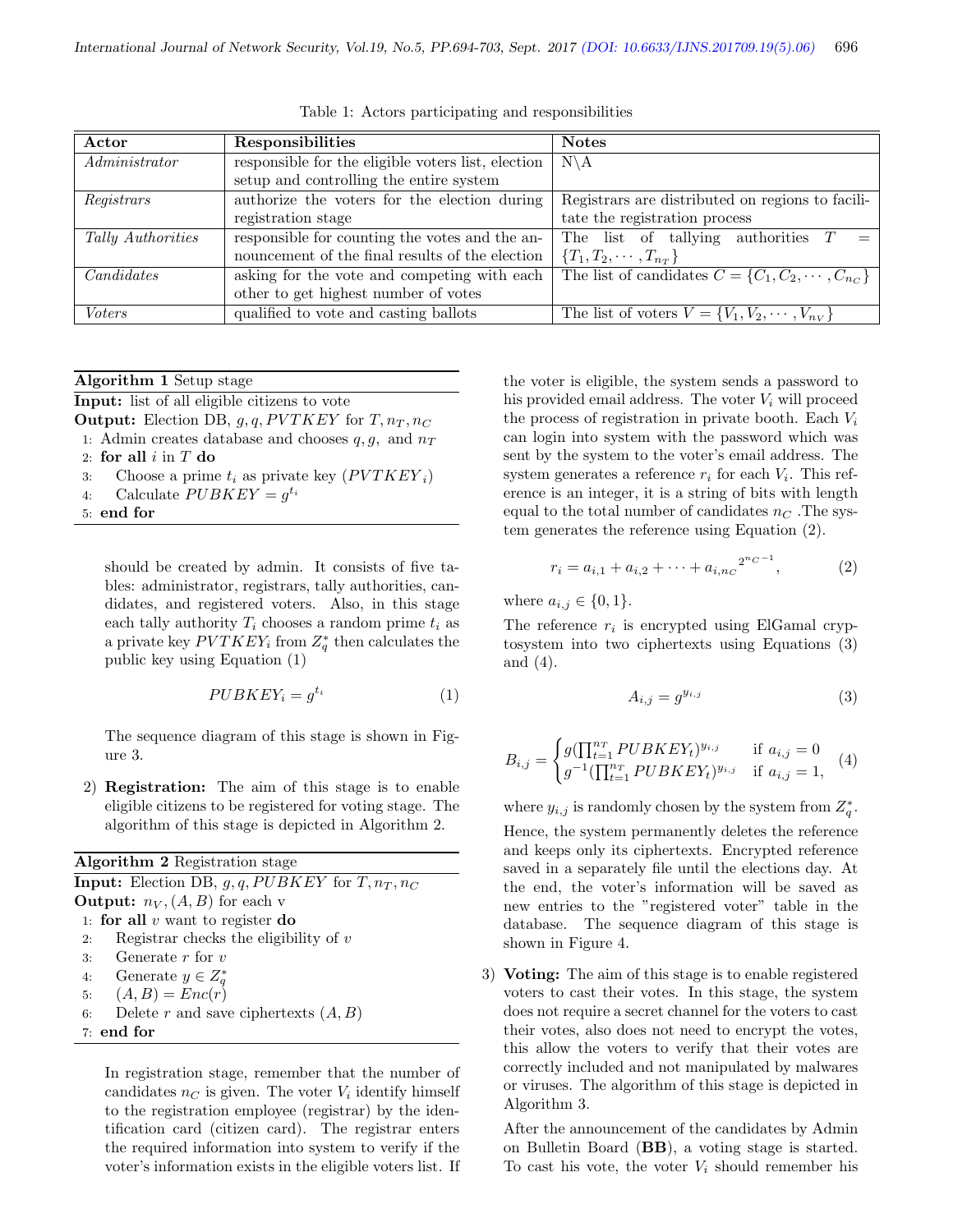Table 1: Actors participating and responsibilities

| Actor | Responsibilities | Notes |
|---|---|---|
| *Administrator* | responsible for the eligible voters list, election setup and controlling the entire system | N\A |
| *Registrars* | authorize the voters for the election during registration stage | Registrars are distributed on regions to facilitate the registration process |
| *Tally Authorities* | responsible for counting the votes and the announcement of the final results of the election | The list of tallying authorities $T = \{T_1, T_2, \cdots, T_{n_T}\}$ |
| *Candidates* | asking for the vote and competing with each other to get highest number of votes | The list of candidates $C = \{C_1, C_2, \cdots, C_{n_C}\}$ |
| *Voters* | qualified to vote and casting ballots | The list of voters $V = \{V_1, V_2, \cdots, V_{n_V}\}$ |

**Algorithm 1** Setup stage

**Input:** list of all eligible citizens to vote
**Output:** Election DB, $g, q, PVTKEY$ for $T, n_T, n_C$

```
1: Admin creates database and chooses q, g, and n_T
2: for all i in T do
3:     Choose a prime t_i as private key (PVTKEY_i)
4:     Calculate PUBKEY = g^{t_i}
5: end for
```

should be created by admin. It consists of five tables: administrator, registrars, tally authorities, candidates, and registered voters. Also, in this stage each tally authority $T_i$ chooses a random prime $t_i$ as a private key $PVTKEY_i$ from $Z_q^*$ then calculates the public key using Equation (1)

$$PUBKEY_i = g^{t_i} \tag{1}$$

The sequence diagram of this stage is shown in Figure 3.

2) **Registration:** The aim of this stage is to enable eligible citizens to be registered for voting stage. The algorithm of this stage is depicted in Algorithm 2.

**Algorithm 2** Registration stage

**Input:** Election DB, $g, q, PUBKEY$ for $T, n_T, n_C$
**Output:** $n_V, (A, B)$ for each v

```
1: for all v want to register do
2:     Registrar checks the eligibility of v
3:     Generate r for v
4:     Generate y ∈ Z_q^*
5:     (A, B) = Enc(r)
6:     Delete r and save ciphertexts (A, B)
7: end for
```

In registration stage, remember that the number of candidates $n_C$ is given. The voter $V_i$ identify himself to the registration employee (registrar) by the identification card (citizen card). The registrar enters the required information into system to verify if the voter's information exists in the eligible voters list. If the voter is eligible, the system sends a password to his provided email address. The voter $V_i$ will proceed the process of registration in private booth. Each $V_i$ can login into system with the password which was sent by the system to the voter's email address. The system generates a reference $r_i$ for each $V_i$. This reference is an integer, it is a string of bits with length equal to the total number of candidates $n_C$ .The system generates the reference using Equation (2).

$$r_i = a_{i,1} + a_{i,2} + \cdots + a_{i,n_C}{}^{2^{n_C - 1}}, \tag{2}$$

where $a_{i,j} \in \{0, 1\}$.

The reference $r_i$ is encrypted using ElGamal cryptosystem into two ciphertexts using Equations (3) and (4).

$$A_{i,j} = g^{y_{i,j}} \tag{3}$$

$$B_{i,j} = \begin{cases} g(\prod_{t=1}^{n_T} PUBKEY_t)^{y_{i,j}} & \text{if } a_{i,j} = 0 \\ g^{-1}(\prod_{t=1}^{n_T} PUBKEY_t)^{y_{i,j}} & \text{if } a_{i,j} = 1, \end{cases} \tag{4}$$

where $y_{i,j}$ is randomly chosen by the system from $Z_q^*$.

Hence, the system permanently deletes the reference and keeps only its ciphertexts. Encrypted reference saved in a separately file until the elections day. At the end, the voter's information will be saved as new entries to the "registered voter" table in the database. The sequence diagram of this stage is shown in Figure 4.

3) **Voting:** The aim of this stage is to enable registered voters to cast their votes. In this stage, the system does not require a secret channel for the voters to cast their votes, also does not need to encrypt the votes, this allow the voters to verify that their votes are correctly included and not manipulated by malwares or viruses. The algorithm of this stage is depicted in Algorithm 3.

After the announcement of the candidates by Admin on Bulletin Board (**BB**), a voting stage is started. To cast his vote, the voter $V_i$ should remember his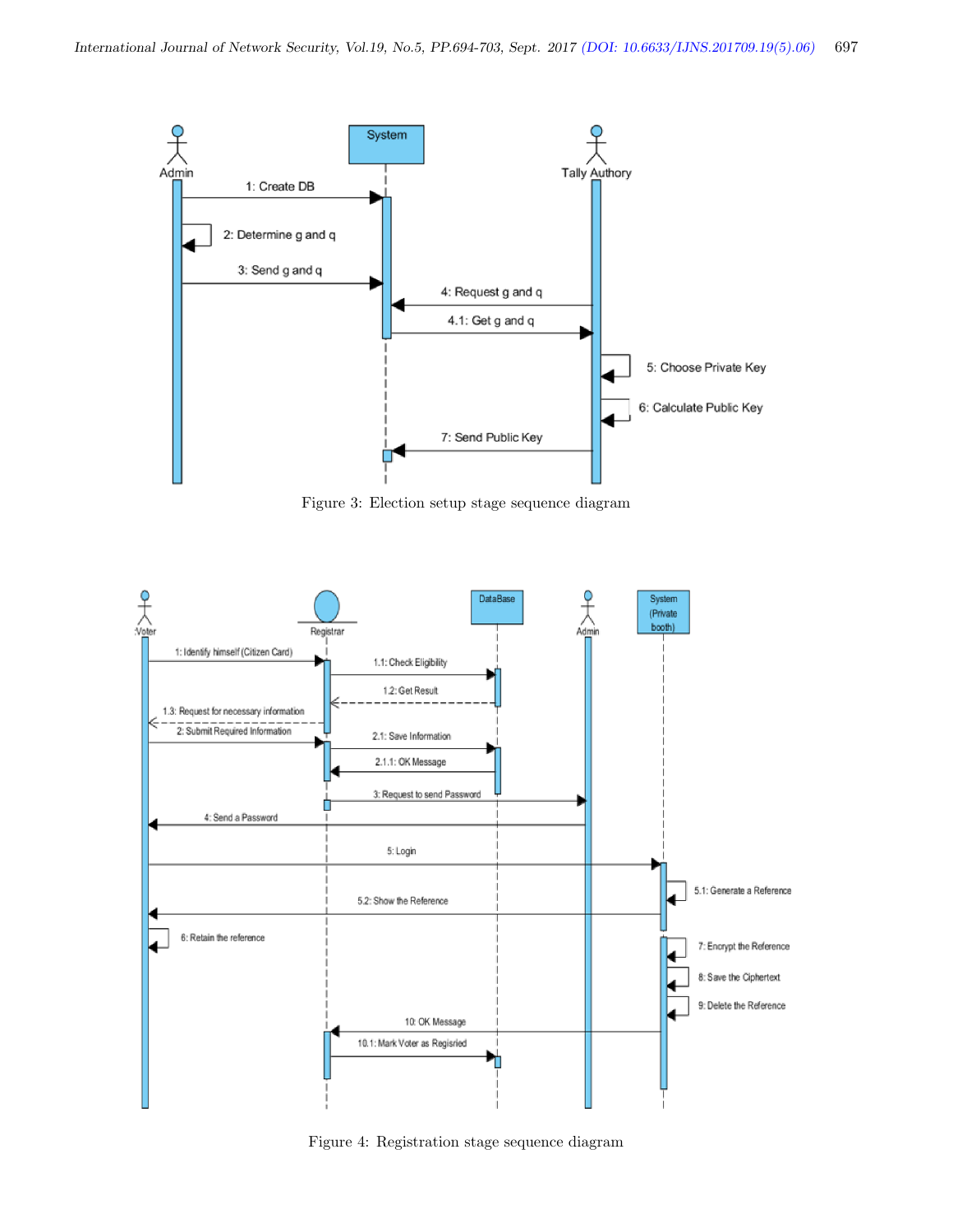Figure 3: Election setup stage sequence diagram

Figure 4: Registration stage sequence diagram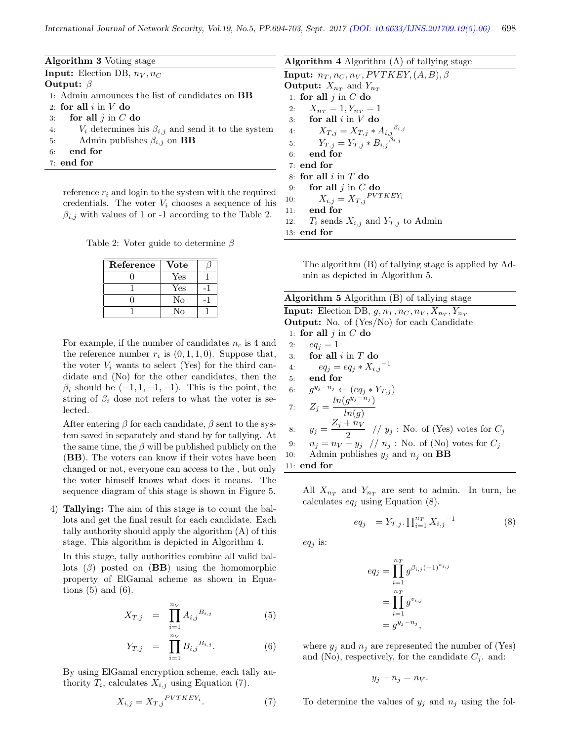**Algorithm 3** Voting stage

**Input:** Election DB, $n_V, n_C$

**Output:** $\beta$

```
1: Admin announces the list of candidates on BB
2: for all i in V do
3:    for all j in C do
4:       V_i determines his β_{i,j} and send it to the system
5:       Admin publishes β_{i,j} on BB
6:    end for
7: end for
```

reference $r_i$ and login to the system with the required credentials. The voter $V_i$ chooses a sequence of his $\beta_{i,j}$ with values of 1 or -1 according to the Table 2.

Table 2: Voter guide to determine $\beta$

| Reference | Vote | $\beta$ |
|---|---|---|
| 0 | Yes | 1 |
| 1 | Yes | -1 |
| 0 | No | -1 |
| 1 | No | 1 |

For example, if the number of candidates $n_c$ is 4 and the reference number $r_i$ is $(0, 1, 1, 0)$. Suppose that, the voter $V_i$ wants to select (Yes) for the third candidate and (No) for the other candidates, then the $\beta_i$ should be $(-1, 1, -1, -1)$. This is the point, the string of $\beta_i$ dose not refers to what the voter is selected.

After entering $\beta$ for each candidate, $\beta$ sent to the system saved in separately and stand by for tallying. At the same time, the $\beta$ will be published publicly on the (**BB**). The voters can know if their votes have been changed or not, everyone can access to the , but only the voter himself knows what does it means. The sequence diagram of this stage is shown in Figure 5.

4) **Tallying:** The aim of this stage is to count the ballots and get the final result for each candidate. Each tally authority should apply the algorithm (A) of this stage. This algorithm is depicted in Algorithm 4.

In this stage, tally authorities combine all valid ballots ($\beta$) posted on (**BB**) using the homomorphic property of ElGamal scheme as shown in Equations (5) and (6).

$$X_{T,j} = \prod_{i=1}^{n_V} A_{i,j}{}^{B_{i,j}} \quad (5)$$

$$Y_{T,j} = \prod_{i=1}^{n_V} B_{i,j}{}^{B_{i,j}}. \quad (6)$$

By using ElGamal encryption scheme, each tally authority $T_i$, calculates $X_{i,j}$ using Equation (7).

$$X_{i,j} = X_{T,j}{}^{PVTKEY_i}. \quad (7)$$

**Algorithm 4** Algorithm (A) of tallying stage

**Input:** $n_T, n_C, n_V, PVTKEY, (A, B), \beta$

**Output:** $X_{n_T}$ and $Y_{n_T}$

```
1: for all j in C do
2:    X_{n_T} = 1, Y_{n_T} = 1
3:    for all i in V do
4:       X_{T,j} = X_{T,j} * A_{i,j}^{β_{i,j}}
5:       Y_{T,j} = Y_{T,j} * B_{i,j}^{β_{i,j}}
6:    end for
7: end for
8: for all i in T do
9:    for all j in C do
10:      X_{i,j} = X_{T,j}^{PVTKEY_i}
11:   end for
12:   T_i sends X_{i,j} and Y_{T,j} to Admin
13: end for
```

The algorithm (B) of tallying stage is applied by Admin as depicted in Algorithm 5.

**Algorithm 5** Algorithm (B) of tallying stage

**Input:** Election DB, $g, n_T, n_C, n_V, X_{n_T}, Y_{n_T}$

**Output:** No. of (Yes/No) for each Candidate

```
1: for all j in C do
2:    eq_j = 1
3:    for all i in T do
4:       eq_j = eq_j * X_{i,j}^{-1}
5:    end for
6:    g^{y_j - n_j} ← (eq_j * Y_{T,j})
7:    Z_j = ln(g^{y_j - n_j}) / ln(g)
8:    y_j = (Z_j + n_V) / 2   // y_j : No. of (Yes) votes for C_j
9:    n_j = n_V - y_j   // n_j : No. of (No) votes for C_j
10:   Admin publishes y_j and n_j on BB
11: end for
```

All $X_{n_T}$ and $Y_{n_T}$ are sent to admin. In turn, he calculates $eq_j$ using Equation (8).

$$eq_j \quad = Y_{T,j}.\prod_{i=1}^{n_T} X_{i,j}{}^{-1} \quad (8)$$

$eq_j$ is:

$$\begin{aligned} eq_j &= \prod_{i=1}^{n_T} g^{\beta_{i,j}(-1)^{a_{i,j}}} \\ &= \prod_{i=1}^{n_T} g^{v_{i,j}} \\ &= g^{y_j - n_j}, \end{aligned}$$

where $y_j$ and $n_j$ are represented the number of (Yes) and (No), respectively, for the candidate $C_j$. and:

$$y_j + n_j = n_V.$$

To determine the values of $y_j$ and $n_j$ using the fol-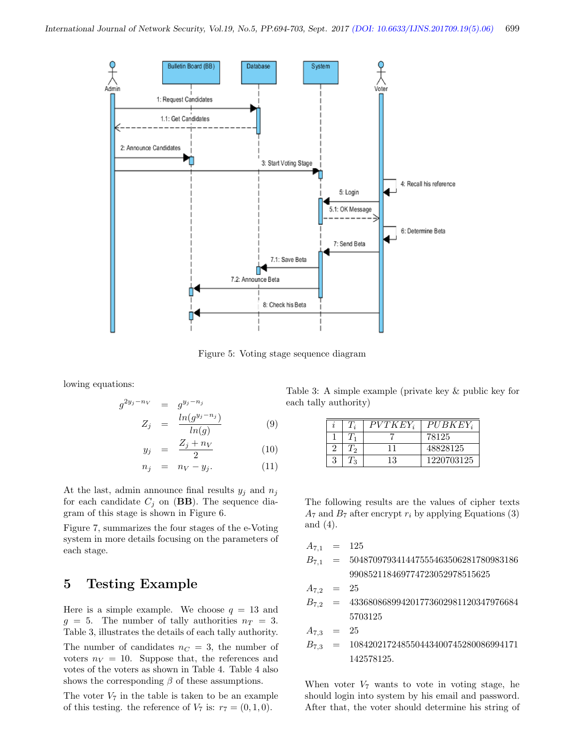Figure 5: Voting stage sequence diagram

lowing equations:

$$
\begin{aligned}
g^{2y_j - n_V} &= g^{y_j - n_j} \\
Z_j &= \frac{ln(g^{y_j - n_j})}{ln(g)} \qquad (9) \\
y_j &= \frac{Z_j + n_V}{2} \qquad (10) \\
n_j &= n_V - y_j. \qquad (11)
\end{aligned}
$$

At the last, admin announce final results $y_j$ and $n_j$ for each candidate $C_j$ on (**BB**). The sequence diagram of this stage is shown in Figure 6.

Figure 7, summarizes the four stages of the e-Voting system in more details focusing on the parameters of each stage.

## 5 Testing Example

Here is a simple example. We choose $q = 13$ and $g = 5$. The number of tally authorities $n_T = 3$. Table 3, illustrates the details of each tally authority.

The number of candidates $n_C = 3$, the number of voters $n_V = 10$. Suppose that, the references and votes of the voters as shown in Table 4. Table 4 also shows the corresponding $\beta$ of these assumptions.

The voter $V_7$ in the table is taken to be an example of this testing. the reference of $V_7$ is: $r_7 = (0, 1, 0)$.

Table 3: A simple example (private key & public key for each tally authority)

| $i$ | $T_i$ | $PVTKEY_i$ | $PUBKEY_i$ |
|---|---|---|---|
| 1 | $T_1$ | 7 | 78125 |
| 2 | $T_2$ | 11 | 48828125 |
| 3 | $T_3$ | 13 | 1220703125 |

The following results are the values of cipher texts $A_7$ and $B_7$ after encrypt $r_i$ by applying Equations (3) and (4).

$$
\begin{aligned}
A_{7,1} &= 125 \\
B_{7,1} &= 504870979341447555463506281780983186 \\
&\phantom{=} 99085211846977472305297851​5625 \\
A_{7,2} &= 25 \\
B_{7,2} &= 433680868994201773602981120347976684 \\
&\phantom{=} 5703125 \\
A_{7,3} &= 25 \\
B_{7,3} &= 108420217248550443400745280086994171 \\
&\phantom{=} 142578125.
\end{aligned}
$$

When voter $V_7$ wants to vote in voting stage, he should login into system by his email and password. After that, the voter should determine his string of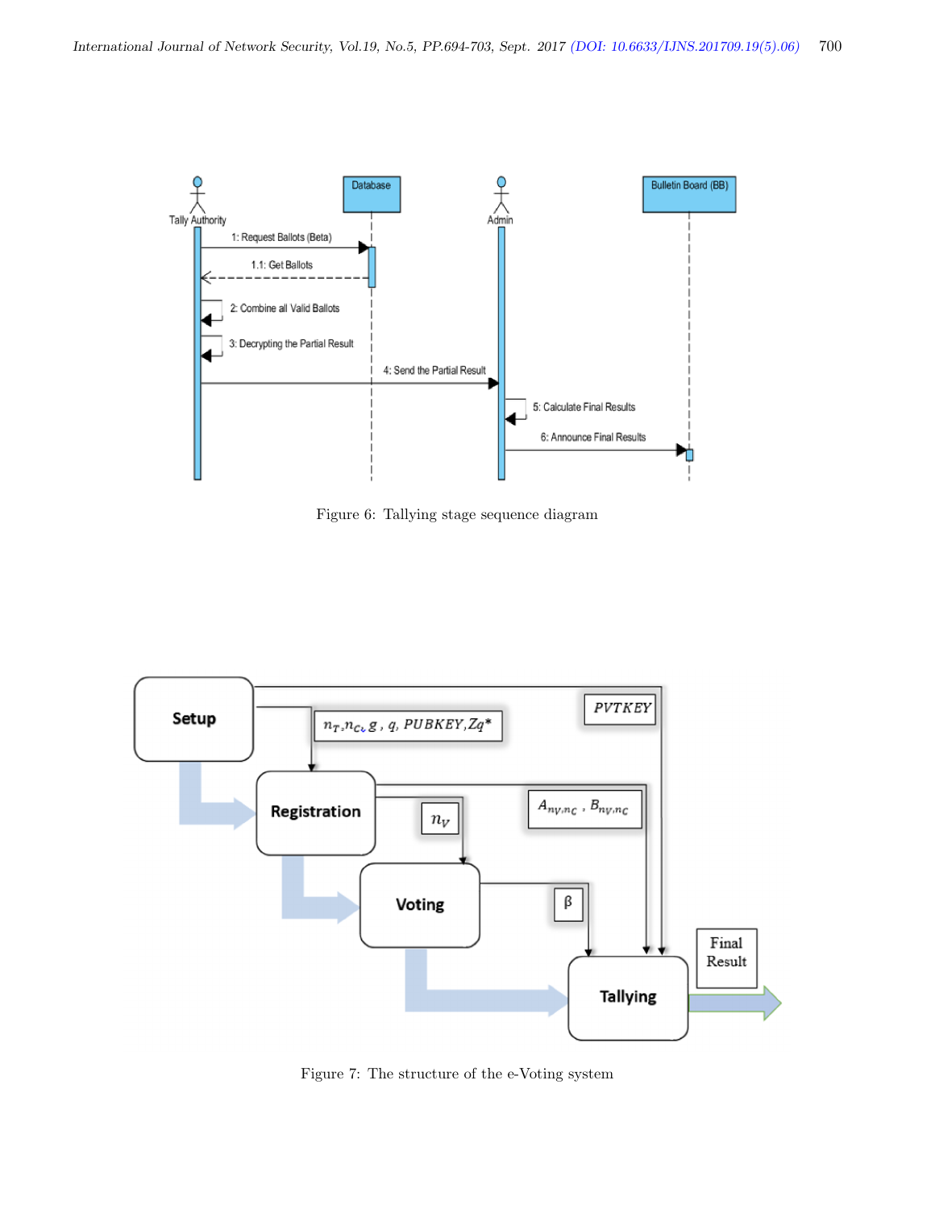Figure 6: Tallying stage sequence diagram

Figure 7: The structure of the e-Voting system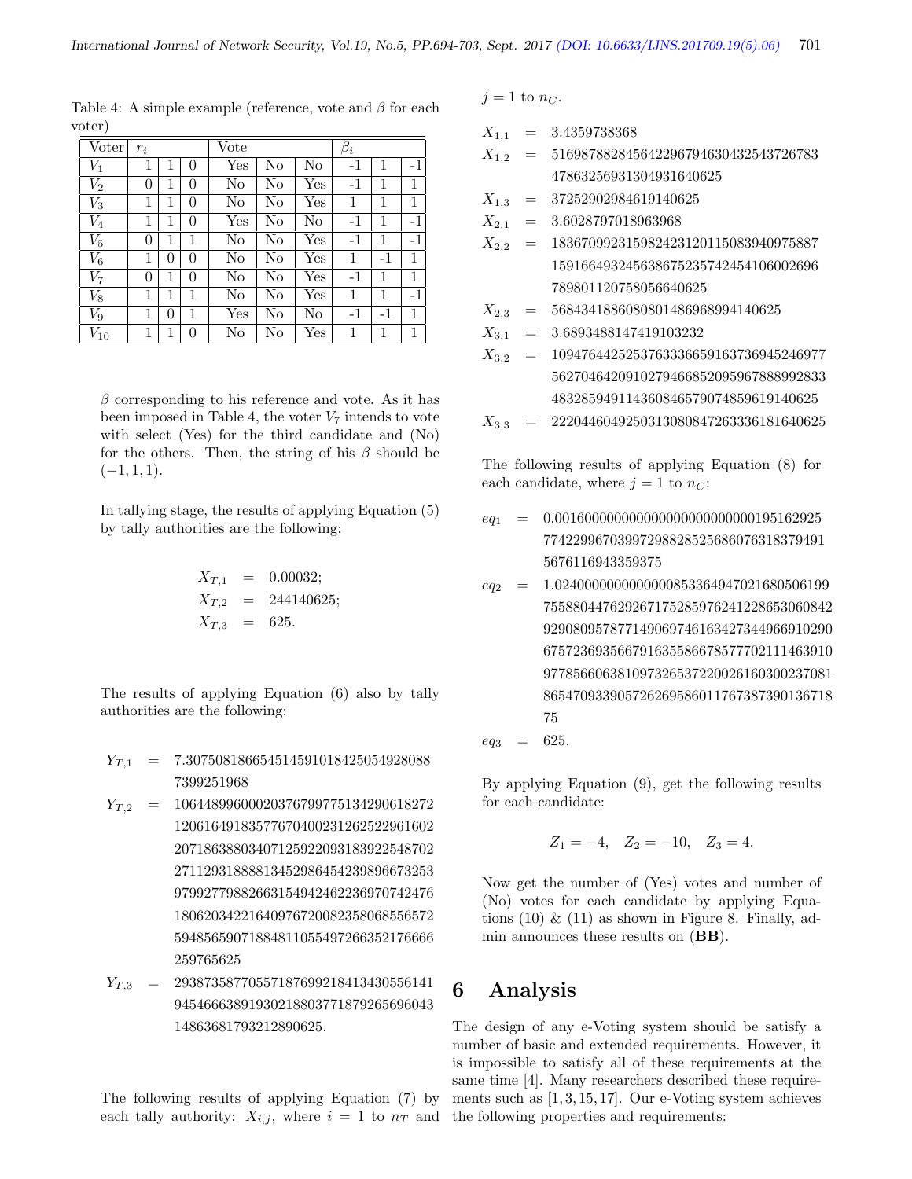Table 4: A simple example (reference, vote and $\beta$ for each voter)

| Voter | $r_i$ | | | Vote | | | $\beta_i$ | | |
|---|---|---|---|---|---|---|---|---|---|
| $V_1$ | 1 | 1 | 0 | Yes | No | No | -1 | 1 | -1 |
| $V_2$ | 0 | 1 | 0 | No | No | Yes | -1 | 1 | 1 |
| $V_3$ | 1 | 1 | 0 | No | No | Yes | 1 | 1 | 1 |
| $V_4$ | 1 | 1 | 0 | Yes | No | No | -1 | 1 | -1 |
| $V_5$ | 0 | 1 | 1 | No | No | Yes | -1 | 1 | -1 |
| $V_6$ | 1 | 0 | 0 | No | No | Yes | 1 | -1 | 1 |
| $V_7$ | 0 | 1 | 0 | No | No | Yes | -1 | 1 | 1 |
| $V_8$ | 1 | 1 | 1 | No | No | Yes | 1 | 1 | -1 |
| $V_9$ | 1 | 0 | 1 | Yes | No | No | -1 | -1 | 1 |
| $V_{10}$ | 1 | 1 | 0 | No | No | Yes | 1 | 1 | 1 |

$\beta$ corresponding to his reference and vote. As it has been imposed in Table 4, the voter $V_7$ intends to vote with select (Yes) for the third candidate and (No) for the others. Then, the string of his $\beta$ should be $(-1, 1, 1)$.

In tallying stage, the results of applying Equation (5) by tally authorities are the following:

$$X_{T,1} = 0.00032;$$
$$X_{T,2} = 244140625;$$
$$X_{T,3} = 625.$$

The results of applying Equation (6) also by tally authorities are the following:

$$Y_{T,1} = 7.307508186654514591018425054928088\,7399251968$$
$$Y_{T,2} = 10644899600020376799775134290618272\,12061649183577670400231262522961602\,20718638803407125922093183922548702\,27112931888813452986454239896673253\,97992779882663154942462236970742476\,18062034221640976720082358068556572\,59485659071884811055497266352176666\,259765625$$
$$Y_{T,3} = 29387358770557187699218413430556141\,94546663891930218803771879265696043\,14863681793212890625.$$

The following results of applying Equation (7) by each tally authority: $X_{i,j}$, where $i = 1$ to $n_T$ and $j = 1$ to $n_C$.

$$X_{1,1} = 3.4359738368$$
$$X_{1,2} = 51698788284564229679463043254372678\,3478632569313049316406 25$$
$$X_{1,3} = 37252902984619140625$$
$$X_{2,1} = 3.6028797018963968$$
$$X_{2,2} = 18367099231598242312011508394097588\,71591664932456386752357424541060026 96\,789801120758056640625$$
$$X_{2,3} = 56843418860808014869689941406 25$$
$$X_{3,1} = 3.6893488147419103232$$
$$X_{3,2} = 10947644252537633366591637369452469 77\,56270464209102794668520959678889928 33\,483285949114360846579074859619140625$$
$$X_{3,3} = 2220446049250313080847263336181640625$$

The following results of applying Equation (8) for each candidate, where $j = 1$ to $n_C$:

$$eq_1 = 0.001600000000000000000000000000195162925\,774229967039972988285256860763183794 91\,5676116943359375$$
$$eq_2 = 1.024000000000000008533649470216805061 99\,755880447629267175285976241228653060842\,929080957877149069746163427344966910290\,675723693566791635586678577702111463910\,977856606381097326537220026160300237081\,865470933905726269586011767387390136718\,75$$
$$eq_3 = 625.$$

By applying Equation (9), get the following results for each candidate:

$$Z_1 = -4, \quad Z_2 = -10, \quad Z_3 = 4.$$

Now get the number of (Yes) votes and number of (No) votes for each candidate by applying Equations (10) & (11) as shown in Figure 8. Finally, admin announces these results on (**BB**).

# 6 Analysis

The design of any e-Voting system should be satisfy a number of basic and extended requirements. However, it is impossible to satisfy all of these requirements at the same time [4]. Many researchers described these requirements such as [1, 3, 15, 17]. Our e-Voting system achieves the following properties and requirements: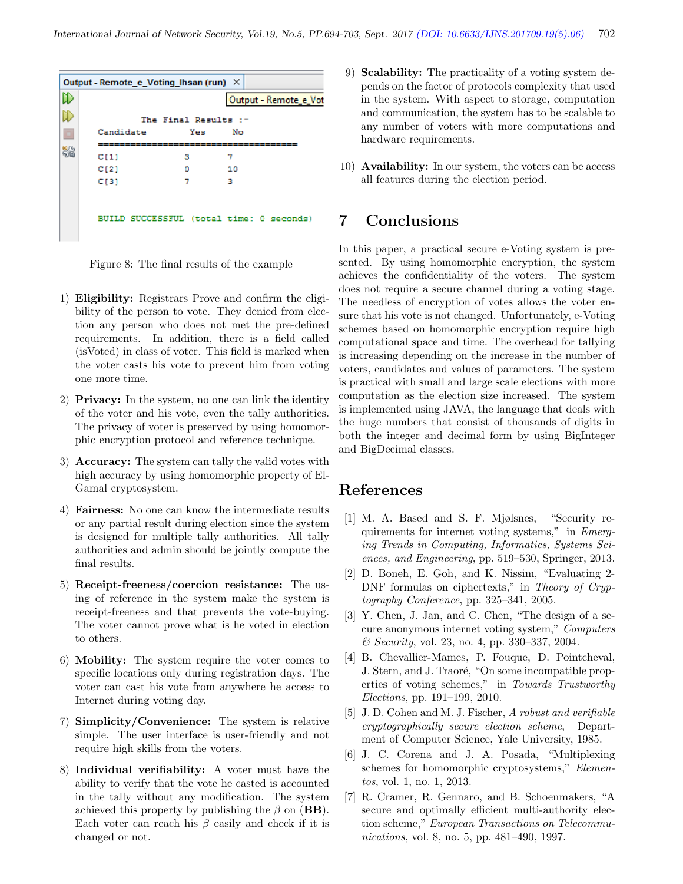```
Output - Remote_e_Voting_Ihsan (run)

      The Final Results :-
Candidate          Yes      No
=====================================
C[1]               3        7
C[2]               0        10
C[3]               7        3


BUILD SUCCESSFUL (total time: 0 seconds)
```

Figure 8: The final results of the example

1) **Eligibility:** Registrars Prove and confirm the eligibility of the person to vote. They denied from election any person who does not met the pre-defined requirements. In addition, there is a field called (isVoted) in class of voter. This field is marked when the voter casts his vote to prevent him from voting one more time.

2) **Privacy:** In the system, no one can link the identity of the voter and his vote, even the tally authorities. The privacy of voter is preserved by using homomorphic encryption protocol and reference technique.

3) **Accuracy:** The system can tally the valid votes with high accuracy by using homomorphic property of El-Gamal cryptosystem.

4) **Fairness:** No one can know the intermediate results or any partial result during election since the system is designed for multiple tally authorities. All tally authorities and admin should be jointly compute the final results.

5) **Receipt-freeness/coercion resistance:** The using of reference in the system make the system is receipt-freeness and that prevents the vote-buying. The voter cannot prove what is he voted in election to others.

6) **Mobility:** The system require the voter comes to specific locations only during registration days. The voter can cast his vote from anywhere he access to Internet during voting day.

7) **Simplicity/Convenience:** The system is relative simple. The user interface is user-friendly and not require high skills from the voters.

8) **Individual verifiability:** A voter must have the ability to verify that the vote he casted is accounted in the tally without any modification. The system achieved this property by publishing the $\beta$ on (**BB**). Each voter can reach his $\beta$ easily and check if it is changed or not.

9) **Scalability:** The practicality of a voting system depends on the factor of protocols complexity that used in the system. With aspect to storage, computation and communication, the system has to be scalable to any number of voters with more computations and hardware requirements.

10) **Availability:** In our system, the voters can be access all features during the election period.

## 7 Conclusions

In this paper, a practical secure e-Voting system is presented. By using homomorphic encryption, the system achieves the confidentiality of the voters. The system does not require a secure channel during a voting stage. The needless of encryption of votes allows the voter ensure that his vote is not changed. Unfortunately, e-Voting schemes based on homomorphic encryption require high computational space and time. The overhead for tallying is increasing depending on the increase in the number of voters, candidates and values of parameters. The system is practical with small and large scale elections with more computation as the election size increased. The system is implemented using JAVA, the language that deals with the huge numbers that consist of thousands of digits in both the integer and decimal form by using BigInteger and BigDecimal classes.

## References

[1] M. A. Based and S. F. Mjølsnes, "Security requirements for internet voting systems," in *Emerging Trends in Computing, Informatics, Systems Sciences, and Engineering*, pp. 519–530, Springer, 2013.

[2] D. Boneh, E. Goh, and K. Nissim, "Evaluating 2-DNF formulas on ciphertexts," in *Theory of Cryptography Conference*, pp. 325–341, 2005.

[3] Y. Chen, J. Jan, and C. Chen, "The design of a secure anonymous internet voting system," *Computers & Security*, vol. 23, no. 4, pp. 330–337, 2004.

[4] B. Chevallier-Mames, P. Fouque, D. Pointcheval, J. Stern, and J. Traoré, "On some incompatible properties of voting schemes," in *Towards Trustworthy Elections*, pp. 191–199, 2010.

[5] J. D. Cohen and M. J. Fischer, *A robust and verifiable cryptographically secure election scheme*, Department of Computer Science, Yale University, 1985.

[6] J. C. Corena and J. A. Posada, "Multiplexing schemes for homomorphic cryptosystems," *Elementos*, vol. 1, no. 1, 2013.

[7] R. Cramer, R. Gennaro, and B. Schoenmakers, "A secure and optimally efficient multi-authority election scheme," *European Transactions on Telecommunications*, vol. 8, no. 5, pp. 481–490, 1997.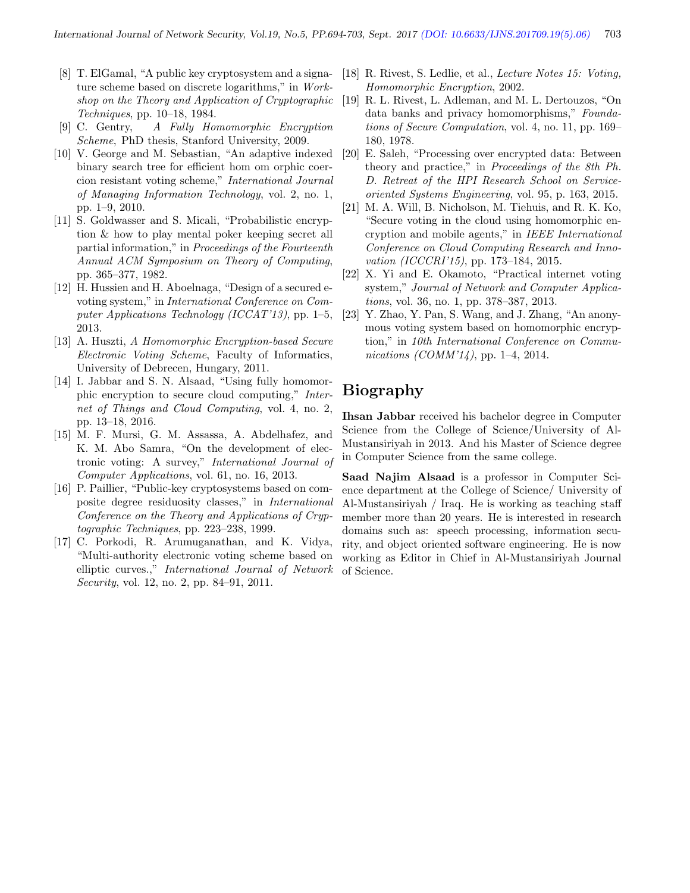[8] T. ElGamal, "A public key cryptosystem and a signature scheme based on discrete logarithms," in *Workshop on the Theory and Application of Cryptographic Techniques*, pp. 10–18, 1984.

[9] C. Gentry, *A Fully Homomorphic Encryption Scheme*, PhD thesis, Stanford University, 2009.

[10] V. George and M. Sebastian, "An adaptive indexed binary search tree for efficient hom om orphic coercion resistant voting scheme," *International Journal of Managing Information Technology*, vol. 2, no. 1, pp. 1–9, 2010.

[11] S. Goldwasser and S. Micali, "Probabilistic encryption & how to play mental poker keeping secret all partial information," in *Proceedings of the Fourteenth Annual ACM Symposium on Theory of Computing*, pp. 365–377, 1982.

[12] H. Hussien and H. Aboelnaga, "Design of a secured e-voting system," in *International Conference on Computer Applications Technology (ICCAT'13)*, pp. 1–5, 2013.

[13] A. Huszti, *A Homomorphic Encryption-based Secure Electronic Voting Scheme*, Faculty of Informatics, University of Debrecen, Hungary, 2011.

[14] I. Jabbar and S. N. Alsaad, "Using fully homomorphic encryption to secure cloud computing," *Internet of Things and Cloud Computing*, vol. 4, no. 2, pp. 13–18, 2016.

[15] M. F. Mursi, G. M. Assassa, A. Abdelhafez, and K. M. Abo Samra, "On the development of electronic voting: A survey," *International Journal of Computer Applications*, vol. 61, no. 16, 2013.

[16] P. Paillier, "Public-key cryptosystems based on composite degree residuosity classes," in *International Conference on the Theory and Applications of Cryptographic Techniques*, pp. 223–238, 1999.

[17] C. Porkodi, R. Arumuganathan, and K. Vidya, "Multi-authority electronic voting scheme based on elliptic curves.," *International Journal of Network Security*, vol. 12, no. 2, pp. 84–91, 2011.

[18] R. Rivest, S. Ledlie, et al., *Lecture Notes 15: Voting, Homomorphic Encryption*, 2002.

[19] R. L. Rivest, L. Adleman, and M. L. Dertouzos, "On data banks and privacy homomorphisms," *Foundations of Secure Computation*, vol. 4, no. 11, pp. 169–180, 1978.

[20] E. Saleh, "Processing over encrypted data: Between theory and practice," in *Proceedings of the 8th Ph. D. Retreat of the HPI Research School on Service-oriented Systems Engineering*, vol. 95, p. 163, 2015.

[21] M. A. Will, B. Nicholson, M. Tiehuis, and R. K. Ko, "Secure voting in the cloud using homomorphic encryption and mobile agents," in *IEEE International Conference on Cloud Computing Research and Innovation (ICCCRI'15)*, pp. 173–184, 2015.

[22] X. Yi and E. Okamoto, "Practical internet voting system," *Journal of Network and Computer Applications*, vol. 36, no. 1, pp. 378–387, 2013.

[23] Y. Zhao, Y. Pan, S. Wang, and J. Zhang, "An anonymous voting system based on homomorphic encryption," in *10th International Conference on Communications (COMM'14)*, pp. 1–4, 2014.

## Biography

**Ihsan Jabbar** received his bachelor degree in Computer Science from the College of Science/University of Al-Mustansiriyah in 2013. And his Master of Science degree in Computer Science from the same college.

**Saad Najim Alsaad** is a professor in Computer Science department at the College of Science/ University of Al-Mustansiriyah / Iraq. He is working as teaching staff member more than 20 years. He is interested in research domains such as: speech processing, information security, and object oriented software engineering. He is now working as Editor in Chief in Al-Mustansiriyah Journal of Science.